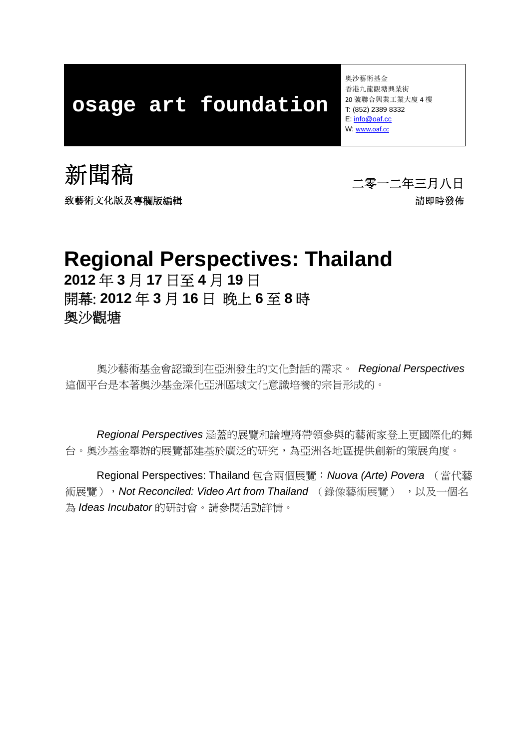**osage art foundation**

奧沙藝術基金
香港九龍觀塘興業街
20 號聯合興業工業大廈 4 樓
T: (852) 2389 8332
E: info@oaf.cc
W: www.oaf.cc

# 新聞稿

二零一二年三月八日

**致藝術文化版及專欄版編輯**

**請即時發佈**

# Regional Perspectives: Thailand

**2012 年 3 月 17 日至 4 月 19 日**
**開幕: 2012 年 3 月 16 日 晚上 6 至 8 時**
**奧沙觀塘**

奧沙藝術基金會認識到在亞洲發生的文化對話的需求。 *Regional Perspectives* 這個平台是本著奧沙基金深化亞洲區域文化意識培養的宗旨形成的。

*Regional Perspectives* 涵蓋的展覽和論壇將帶領參與的藝術家登上更國際化的舞台。奧沙基金舉辦的展覽都建基於廣泛的研究，為亞洲各地區提供創新的策展角度。

Regional Perspectives: Thailand 包含兩個展覽：*Nuova (Arte) Povera* （當代藝術展覽），*Not Reconciled: Video Art from Thailand* （錄像藝術展覽） ，以及一個名為 *Ideas Incubator* 的研討會。請參閱活動詳情。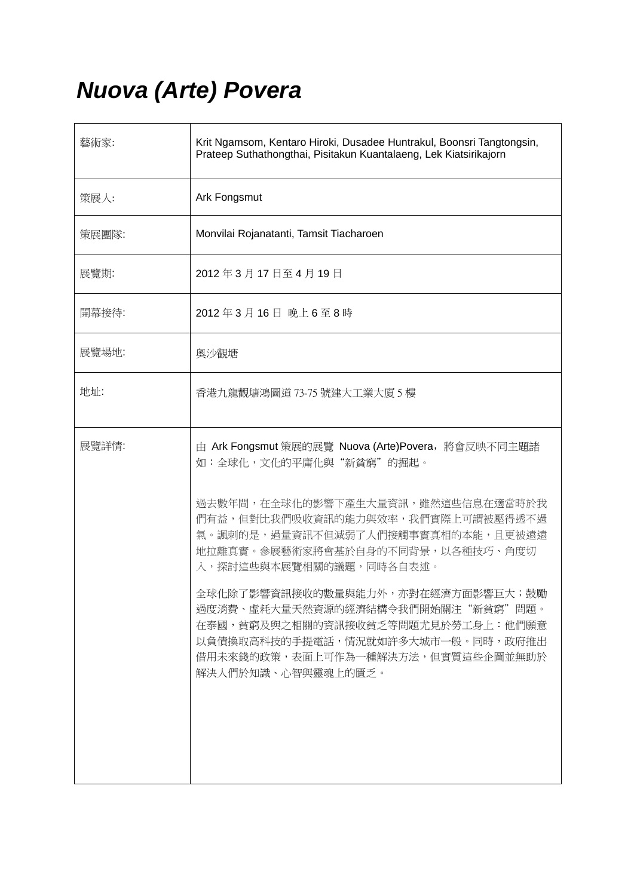# *Nuova (Arte) Povera*

| 藝術家: | Krit Ngamsom, Kentaro Hiroki, Dusadee Huntrakul, Boonsri Tangtongsin, Prateep Suthathongthai, Pisitakun Kuantalaeng, Lek Kiatsirikajorn |
|---|---|
| 策展人: | Ark Fongsmut |
| 策展團隊: | Monvilai Rojanatanti, Tamsit Tiacharoen |
| 展覽期: | 2012 年 3 月 17 日至 4 月 19 日 |
| 開幕接待: | 2012 年 3 月 16 日 晚上 6 至 8 時 |
| 展覽場地: | 奧沙觀塘 |
| 地址: | 香港九龍觀塘鴻圖道 73-75 號建大工業大廈 5 樓 |
| 展覽詳情: | 由 Ark Fongsmut 策展的展覽 Nuova (Arte)Povera，將會反映不同主題諸如：全球化，文化的平庸化與“新貧窮”的掘起。<br><br>過去數年間，在全球化的影響下產生大量資訊，雖然這些信息在適當時於我們有益，但對比我們吸收資訊的能力與效率，我們實際上可謂被壓得透不過氣。諷刺的是，過量資訊不但減弱了人們接觸事實真相的本能，且更被遠遠地拉離真實。參展藝術家將會基於自身的不同背景，以各種技巧、角度切入，探討這些與本展覽相關的議題，同時各自表述。<br><br>全球化除了影響資訊接收的數量與能力外，亦對在經濟方面影響巨大；鼓勵過度消費、虛耗大量天然資源的經濟結構令我們開始關注“新貧窮”問題。在泰國，貧窮及與之相關的資訊接收貧乏等問題尤見於勞工身上：他們願意以負債換取高科技的手提電話，情況就如許多大城市一般。同時，政府推出借用未來錢的政策，表面上可作為一種解決方法，但實質這些企圖並無助於解決人們於知識、心智與靈魂上的匱乏。 |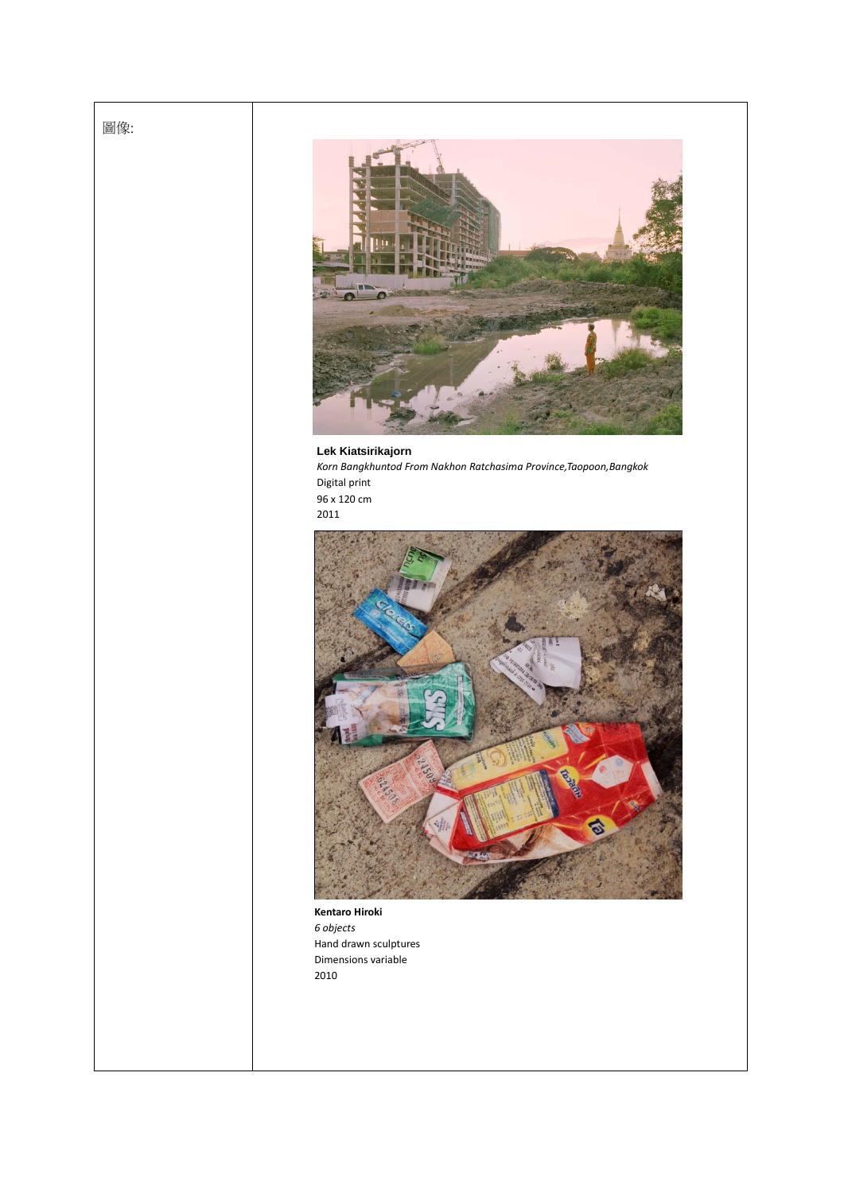| 圖像: | **Lek Kiatsirikajorn**<br>*Korn Bangkhuntod From Nakhon Ratchasima Province,Taopoon,Bangkok*<br>Digital print<br>96 x 120 cm<br>2011<br><br>**Kentaro Hiroki**<br>*6 objects*<br>Hand drawn sculptures<br>Dimensions variable<br>2010 |
|---|---|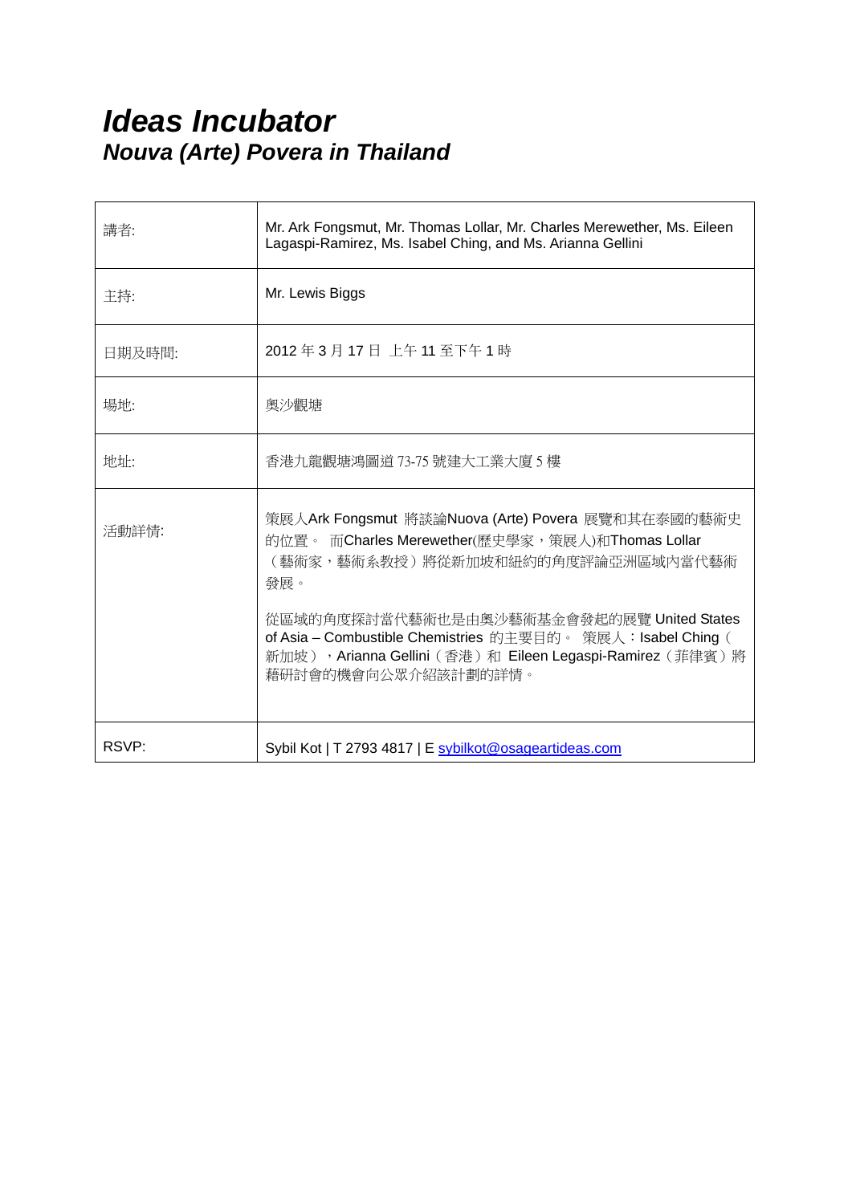# *Ideas Incubator*

## *Nouva (Arte) Povera in Thailand*

| 講者: | Mr. Ark Fongsmut, Mr. Thomas Lollar, Mr. Charles Merewether, Ms. Eileen Lagaspi-Ramirez, Ms. Isabel Ching, and Ms. Arianna Gellini |
|---|---|
| 主持: | Mr. Lewis Biggs |
| 日期及時間: | 2012 年 3 月 17 日 上午 11 至下午 1 時 |
| 場地: | 奧沙觀塘 |
| 地址: | 香港九龍觀塘鴻圖道 73-75 號建大工業大廈 5 樓 |
| 活動詳情: | 策展人Ark Fongsmut 將談論Nuova (Arte) Povera 展覽和其在泰國的藝術史的位置。 而Charles Merewether(歷史學家，策展人)和Thomas Lollar（藝術家，藝術系教授）將從新加坡和紐約的角度評論亞洲區域內當代藝術發展。<br><br>從區域的角度探討當代藝術也是由奧沙藝術基金會發起的展覽 United States of Asia – Combustible Chemistries 的主要目的。 策展人：Isabel Ching（新加坡），Arianna Gellini（香港）和 Eileen Legaspi-Ramirez（菲律賓）將藉研討會的機會向公眾介紹該計劃的詳情。 |
| RSVP: | Sybil Kot \| T 2793 4817 \| E sybilkot@osageartideas.com |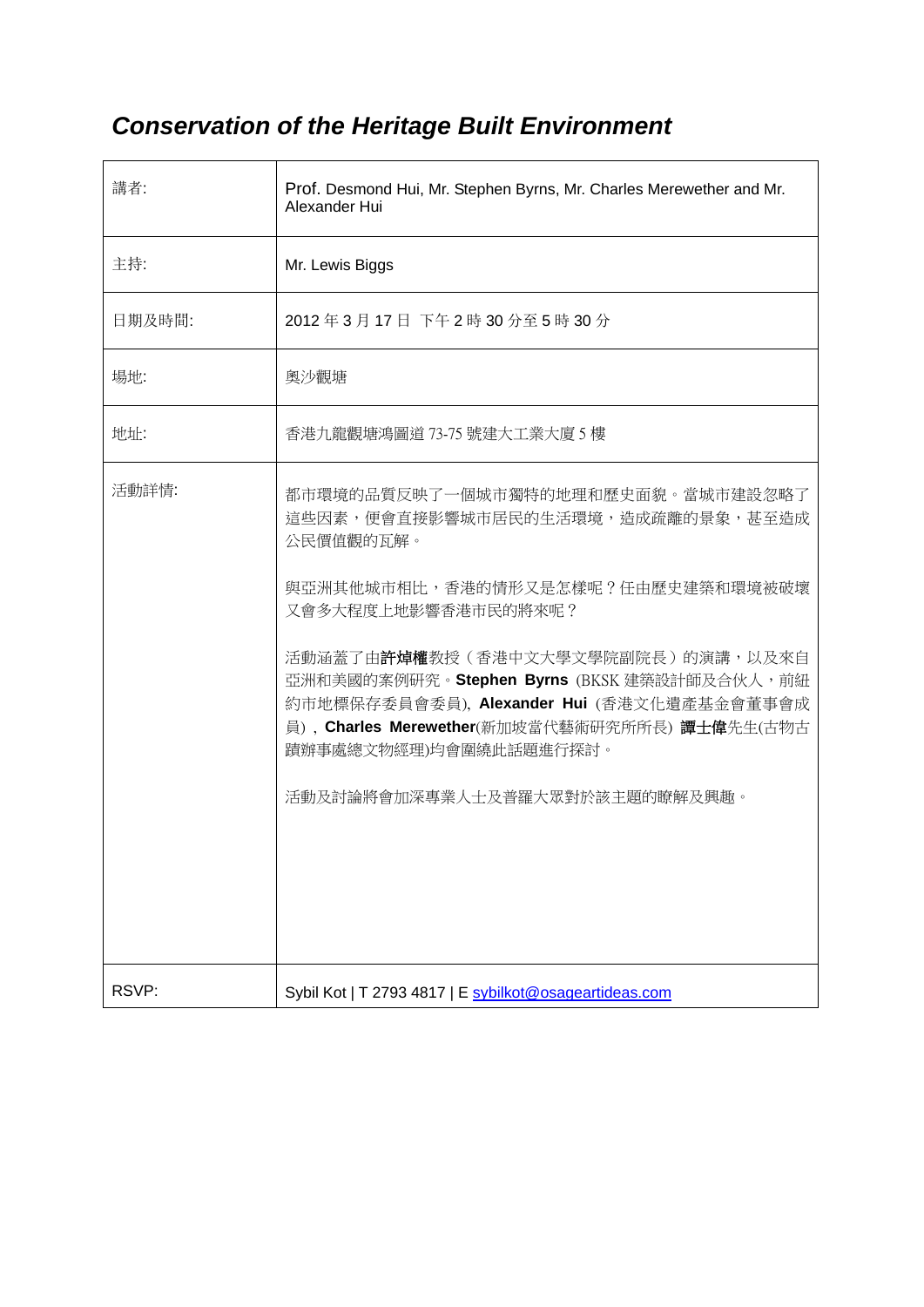# *Conservation of the Heritage Built Environment*

| | |
|---|---|
| 講者: | Prof. Desmond Hui, Mr. Stephen Byrns, Mr. Charles Merewether and Mr. Alexander Hui |
| 主持: | Mr. Lewis Biggs |
| 日期及時間: | 2012 年 3 月 17 日 下午 2 時 30 分至 5 時 30 分 |
| 場地: | 奧沙觀塘 |
| 地址: | 香港九龍觀塘鴻圖道 73-75 號建大工業大廈 5 樓 |
| 活動詳情: | 都市環境的品質反映了一個城市獨特的地理和歷史面貌。當城市建設忽略了這些因素，便會直接影響城市居民的生活環境，造成疏離的景象，甚至造成公民價值觀的瓦解。<br><br>與亞洲其他城市相比，香港的情形又是怎樣呢？任由歷史建築和環境被破壞又會多大程度上地影響香港市民的將來呢？<br><br>活動涵蓋了由**許焯權**教授（香港中文大學文學院副院長）的演講，以及來自亞洲和美國的案例研究。**Stephen Byrns** (BKSK 建築設計師及合伙人，前紐約市地標保存委員會委員), **Alexander Hui** (香港文化遺產基金會董事會成員) , **Charles Merewether**(新加坡當代藝術研究所所長) **譚士偉**先生(古物古蹟辦事處總文物經理)均會圍繞此話題進行探討。<br><br>活動及討論將會加深專業人士及普羅大眾對於該主題的瞭解及興趣。 |
| RSVP: | Sybil Kot \| T 2793 4817 \| E sybilkot@osageartideas.com |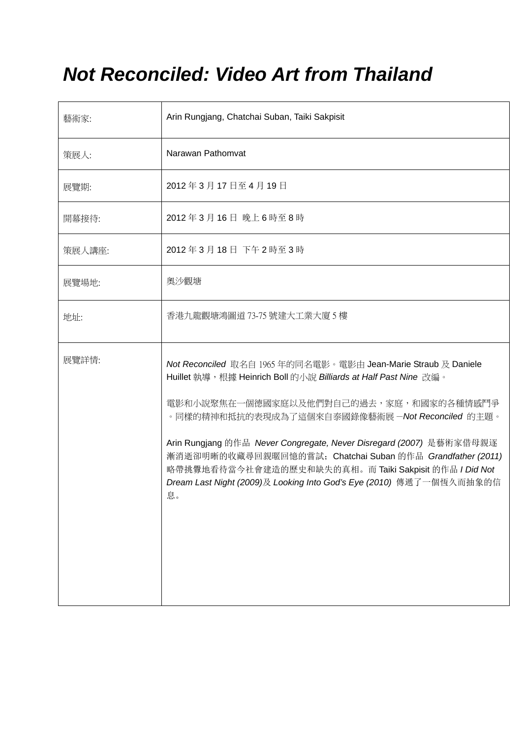# *Not Reconciled: Video Art from Thailand*

| 藝術家: | Arin Rungjang, Chatchai Suban, Taiki Sakpisit |
|---|---|
| 策展人: | Narawan Pathomvat |
| 展覽期: | 2012 年 3 月 17 日至 4 月 19 日 |
| 開幕接待: | 2012 年 3 月 16 日 晚上 6 時至 8 時 |
| 策展人講座: | 2012 年 3 月 18 日 下午 2 時至 3 時 |
| 展覽場地: | 奧沙觀塘 |
| 地址: | 香港九龍觀塘鴻圖道 73-75 號建大工業大廈 5 樓 |
| 展覽詳情: | *Not Reconciled* 取名自 1965 年的同名電影。電影由 Jean-Marie Straub 及 Daniele Huillet 執導，根據 Heinrich Boll 的小說 ***Billiards at Half Past Nine*** 改編。<br><br>電影和小說聚焦在一個德國家庭以及他們對自己的過去，家庭，和國家的各種情感鬥爭。同樣的精神和抵抗的表現成為了這個來自泰國錄像藝術展 —***Not Reconciled*** 的主題。<br><br>Arin Rungjang 的作品 *Never Congregate, Never Disregard (2007)* 是藝術家借母親逐漸消逝卻明晰的收藏尋回親暱回憶的嘗試；Chatchai Suban 的作品 *Grandfather (2011)* 略帶挑釁地看待當今社會建造的歷史和缺失的真相。而 Taiki Sakpisit 的作品 *I Did Not Dream Last Night (2009)*及 *Looking Into God's Eye (2010)* 傳遞了一個恆久而抽象的信息。 |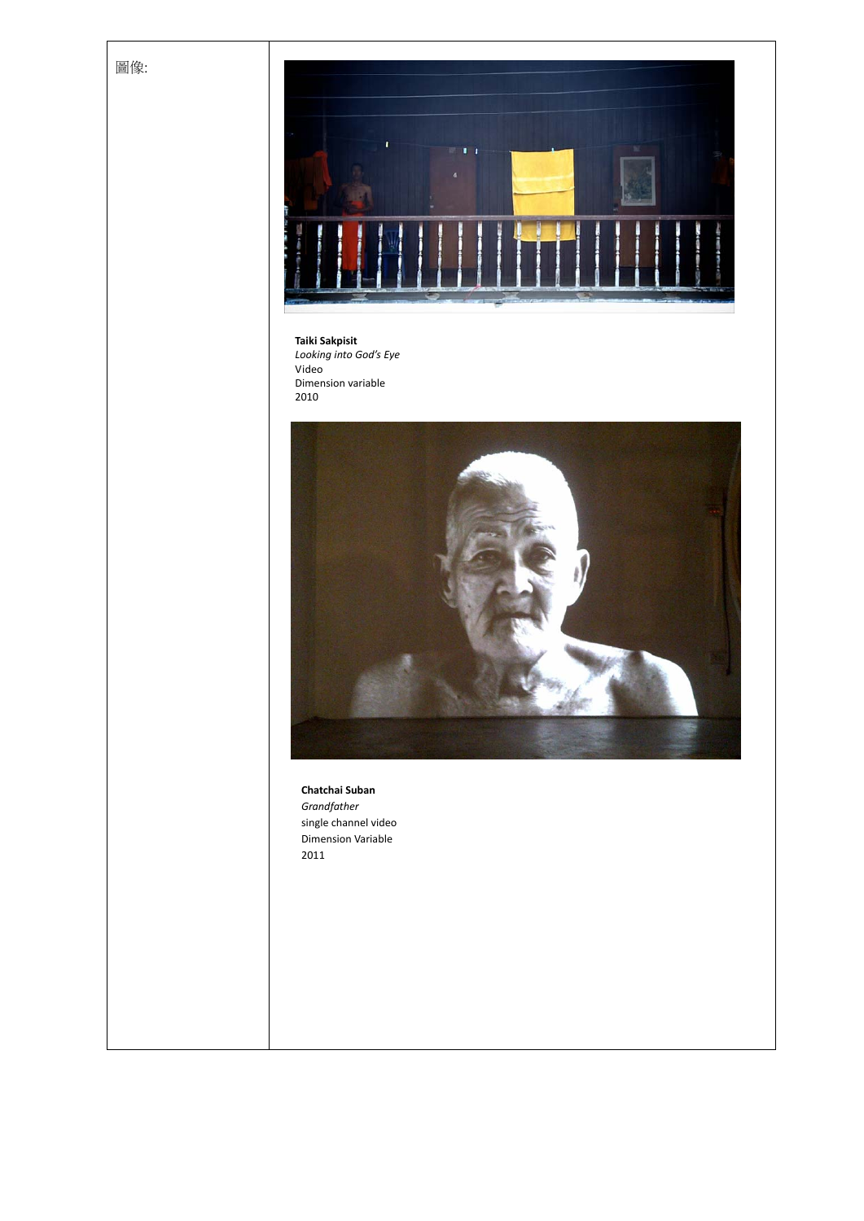圖像:

**Taiki Sakpisit**
*Looking into God's Eye*
Video
Dimension variable
2010

**Chatchai Suban**
*Grandfather*
single channel video
Dimension Variable
2011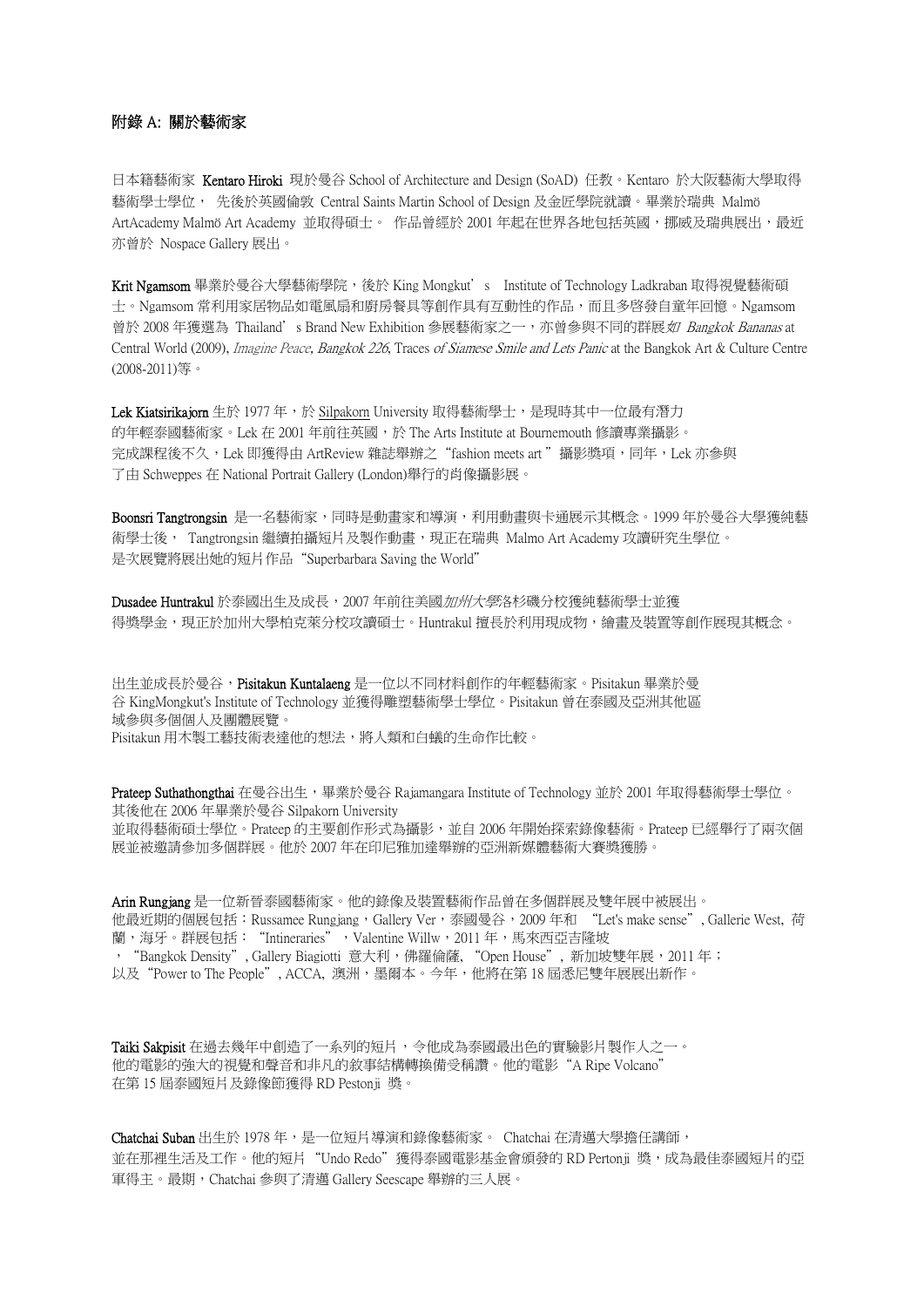## 附錄 A: 關於藝術家

日本籍藝術家 **Kentaro Hiroki** 現於曼谷 School of Architecture and Design (SoAD) 任教。Kentaro 於大阪藝術大學取得藝術學士學位， 先後於英國倫敦 Central Saints Martin School of Design 及金匠學院就讀。畢業於瑞典 Malmö ArtAcademy Malmö Art Academy 並取得碩士。 作品曾經於 2001 年起在世界各地包括英國，挪威及瑞典展出，最近亦曾於 Nospace Gallery 展出。

**Krit Ngamsom** 畢業於曼谷大學藝術學院，後於 King Mongkut's Institute of Technology Ladkraban 取得視覺藝術碩士。Ngamsom 常利用家居物品如電風扇和廚房餐具等創作具有互動性的作品，而且多啓發自童年回憶。Ngamsom 曾於 2008 年獲選為 Thailand's Brand New Exhibition 參展藝術家之一，亦曾參與不同的群展*如 Bangkok Bananas* at Central World (2009), *Imagine Peace*, *Bangkok 226*, Traces *of Siamese Smile and Lets Panic* at the Bangkok Art & Culture Centre (2008-2011)等。

**Lek Kiatsirikajorn** 生於 1977 年，於 Silpakorn University 取得藝術學士，是現時其中一位最有潛力的年輕泰國藝術家。Lek 在 2001 年前往英國，於 The Arts Institute at Bournemouth 修讀專業攝影。完成課程後不久，Lek 即獲得由 ArtReview 雜誌舉辦之"fashion meets art "攝影獎項，同年，Lek 亦參與了由 Schweppes 在 National Portrait Gallery (London)舉行的肖像攝影展。

**Boonsri Tangtrongsin** 是一名藝術家，同時是動畫家和導演，利用動畫與卡通展示其概念。1999 年於曼谷大學獲純藝術學士後， Tangtrongsin 繼續拍攝短片及製作動畫，現正在瑞典 Malmo Art Academy 攻讀研究生學位。是次展覽將展出她的短片作品"Superbarbara Saving the World"

**Dusadee Huntrakul** 於泰國出生及成長，2007 年前往美國*加州大學*洛杉磯分校獲純藝術學士並獲得獎學金，現正於加州大學柏克萊分校攻讀碩士。Huntrakul 擅長於利用現成物，繪畫及裝置等創作展現其概念。

出生並成長於曼谷，**Pisitakun Kuntalaeng** 是一位以不同材料創作的年輕藝術家。Pisitakun 畢業於曼谷 KingMongkut's Institute of Technology 並獲得雕塑藝術學士學位。Pisitakun 曾在泰國及亞洲其他區域參與多個個人及團體展覽。
Pisitakun 用木製工藝技術表達他的想法，將人類和白蟻的生命作比較。

**Prateep Suthathongthai** 在曼谷出生，畢業於曼谷 Rajamangara Institute of Technology 並於 2001 年取得藝術學士學位。其後他在 2006 年畢業於曼谷 Silpakorn University 並取得藝術碩士學位。Prateep 的主要創作形式為攝影，並自 2006 年開始探索錄像藝術。Prateep 已經舉行了兩次個展並被邀請參加多個群展。他於 2007 年在印尼雅加達舉辦的亞洲新媒體藝術大賽獎獲勝。

**Arin Rungjang** 是一位新晉泰國藝術家。他的錄像及裝置藝術作品曾在多個群展及雙年展中被展出。他最近期的個展包括：Russamee Rungjang，Gallery Ver，泰國曼谷，2009 年和 "Let's make sense", Gallerie West, 荷蘭，海牙。群展包括： "Intineraries" ，Valentine Willw，2011 年，馬來西亞吉隆坡，"Bangkok Density", Gallery Biagiotti 意大利，佛羅倫薩, "Open House", 新加坡雙年展，2011 年；以及 "Power to The People", ACCA, 澳洲，墨爾本。今年，他將在第 18 屆悉尼雙年展展出新作。

**Taiki Sakpisit** 在過去幾年中創造了一系列的短片，令他成為泰國最出色的實驗影片製作人之一。他的電影的強大的視覺和聲音和非凡的敘事結構轉換備受稱讚。他的電影"A Ripe Volcano"在第 15 屆泰國短片及錄像節獲得 RD Pestonji 獎。

**Chatchai Suban** 出生於 1978 年，是一位短片導演和錄像藝術家。 Chatchai 在清邁大學擔任講師，並在那裡生活及工作。他的短片 "Undo Redo" 獲得泰國電影基金會頒發的 RD Pertonji 獎，成為最佳泰國短片的亞軍得主。最期，Chatchai 參與了清邁 Gallery Seescape 舉辦的三人展。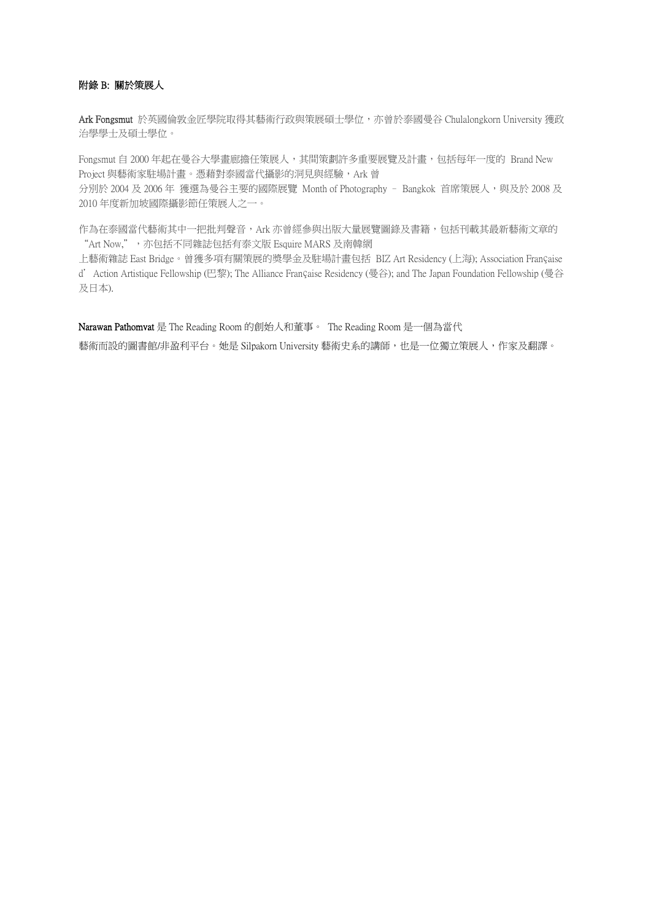**附錄 B: 關於策展人**

**Ark Fongsmut** 於英國倫敦金匠學院取得其藝術行政與策展碩士學位，亦曾於泰國曼谷 Chulalongkorn University 獲政治學學士及碩士學位。

Fongsmut 自 2000 年起在曼谷大學畫廊擔任策展人，其間策劃許多重要展覽及計畫，包括每年一度的 Brand New Project 與藝術家駐場計畫。憑藉對泰國當代攝影的洞見與經驗，Ark 曾分別於 2004 及 2006 年 獲選為曼谷主要的國際展覽 Month of Photography – Bangkok 首席策展人，與及於 2008 及 2010 年度新加坡國際攝影節任策展人之一。

作為在泰國當代藝術其中一把批判聲音，Ark 亦曾經參與出版大量展覽圖錄及書籍，包括刊載其最新藝術文章的 "Art Now," ，亦包括不同雜誌包括有泰文版 Esquire MARS 及南韓網上藝術雜誌 East Bridge。曾獲多項有關策展的獎學金及駐場計畫包括 BIZ Art Residency (上海); Association Française d' Action Artistique Fellowship (巴黎); The Alliance Française Residency (曼谷); and The Japan Foundation Fellowship (曼谷及日本).

**Narawan Pathomvat** 是 The Reading Room 的創始人和董事。 The Reading Room 是一個為當代藝術而設的圖書館/非盈利平台。她是 Silpakorn University 藝術史系的講師，也是一位獨立策展人，作家及翻譯。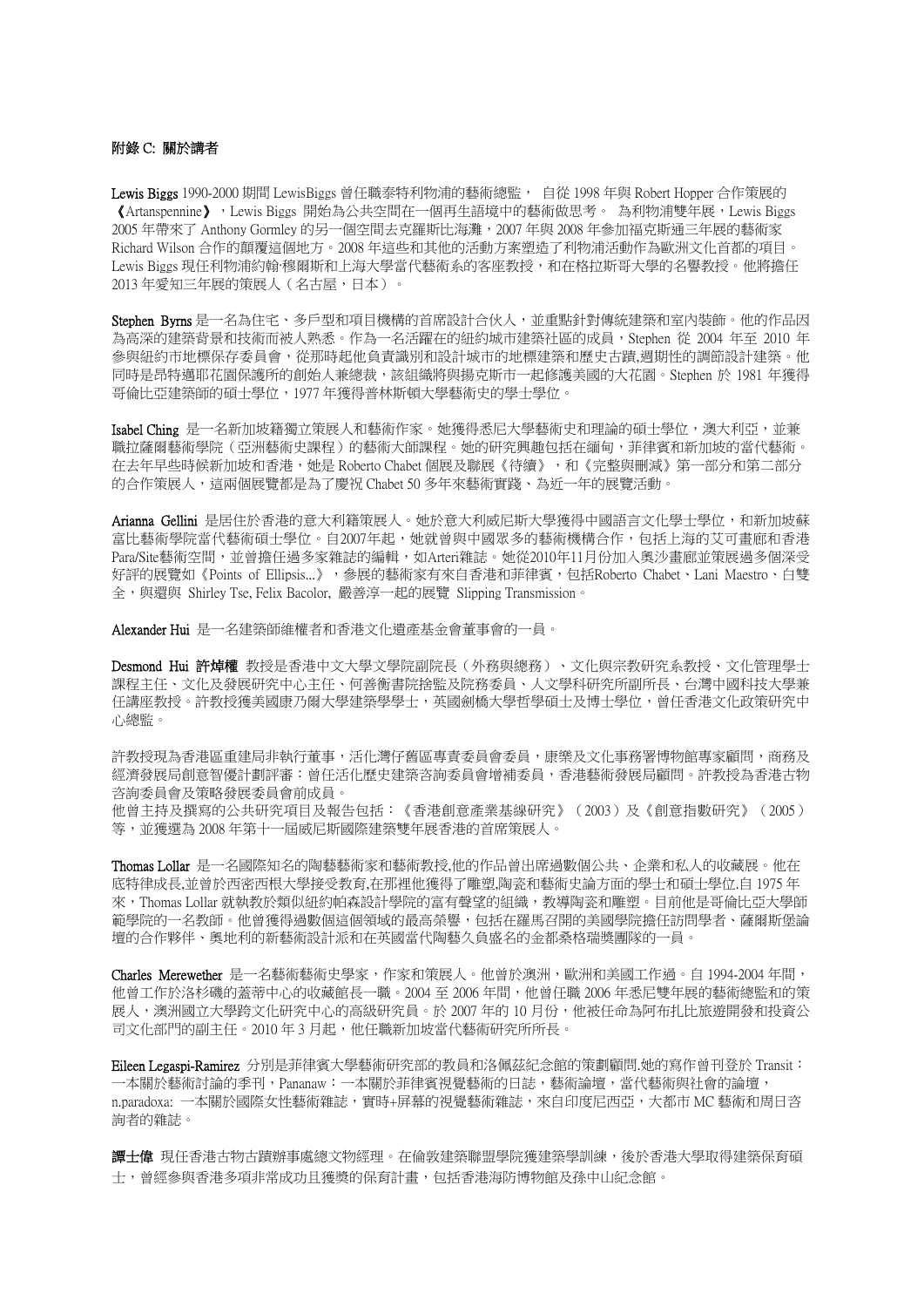**附錄 C: 關於講者**

**Lewis Biggs** 1990-2000 期間 LewisBiggs 曾任職泰特利物浦的藝術總監， 自從 1998 年與 Robert Hopper 合作策展的《Artanspennine》，Lewis Biggs 開始為公共空間在一個再生語境中的藝術做思考。 為利物浦雙年展，Lewis Biggs 2005 年帶來了 Anthony Gormley 的另一個空間去克羅斯比海灘，2007 年與 2008 年參加福克斯通三年展的藝術家 Richard Wilson 合作的顛覆這個地方。2008 年這些和其他的活動方案塑造了利物浦活動作為歐洲文化首都的項目。Lewis Biggs 現任利物浦約翰·穆爾斯和上海大學當代藝術系的客座教授，和在格拉斯哥大學的名譽教授。他將擔任 2013 年愛知三年展的策展人（名古屋，日本）。

**Stephen Byrns** 是一名為住宅、多戶型和項目機構的首席設計合伙人，並重點針對傳統建築和室內裝飾。他的作品因為高深的建築背景和技術而被人熟悉。作為一名活躍在的紐約城市建築社區的成員，Stephen 從 2004 年至 2010 年參與紐約市地標保存委員會，從那時起他負責識別和設計城市的地標建築和歷史古蹟,週期性的調節設計建築。他同時是昂特邁耶花園保護所的創始人兼總裁，該組織將與揚克斯市一起修護美國的大花園。Stephen 於 1981 年獲得哥倫比亞建築師的碩士學位，1977 年獲得普林斯頓大學藝術史的學士學位。

**Isabel Ching** 是一名新加坡籍獨立策展人和藝術作家。她獲得悉尼大學藝術史和理論的碩士學位，澳大利亞，並兼職拉薩爾藝術學院（亞洲藝術史課程）的藝術大師課程。她的研究興趣包括在緬甸，菲律賓和新加坡的當代藝術。在去年早些時候新加坡和香港，她是 Roberto Chabet 個展及聯展《待續》，和《完整與刪減》第一部分和第二部分的合作策展人，這兩個展覽都是為了慶祝 Chabet 50 多年來藝術實踐、為近一年的展覽活動。

**Arianna Gellini** 是居住於香港的意大利籍策展人。她於意大利威尼斯大學獲得中國語言文化學士學位，和新加坡蘇富比藝術學院當代藝術碩士學位。自2007年起，她就曾與中國眾多的藝術機構合作，包括上海的艾可畫廊和香港Para/Site藝術空間，並曾擔任過多家雜誌的編輯，如Arteri雜誌。她從2010年11月份加入奧沙畫廊並策展過多個深受好評的展覽如《Points of Ellipsis...》，參展的藝術家有來自香港和菲律賓，包括Roberto Chabet、Lani Maestro、白雙全，與還與 Shirley Tse, Felix Bacolor, 嚴善淳一起的展覽 Slipping Transmission。

**Alexander Hui** 是一名建築師維權者和香港文化遺產基金會董事會的一員。

**Desmond Hui 許焯權** 教授是香港中文大學文學院副院長（外務與總務）、文化與宗教研究系教授、文化管理學士課程主任、文化及發展研究中心主任、何善衡書院捨監及院務委員、人文學科研究所副所長、台灣中國科技大學兼任講座教授。許教授獲美國康乃爾大學建築學學士，英國劍橋大學哲學碩士及博士學位，曾任香港文化政策研究中心總監。

許教授現為香港區重建局非執行董事，活化灣仔舊區專責委員會委員，康樂及文化事務署博物館專家顧問，商務及經濟發展局創意智優計劃評審；曾任活化歷史建築咨詢委員會增補委員，香港藝術發展局顧問。許教授為香港古物咨詢委員會及策略發展委員會前成員。
他曾主持及撰寫的公共研究項目及報告包括：《香港創意產業基線研究》（2003）及《創意指數研究》（2005）等，並獲選為 2008 年第十一屆威尼斯國際建築雙年展香港的首席策展人。

**Thomas Lollar** 是一名國際知名的陶藝藝術家和藝術教授,他的作品曾出席過數個公共、企業和私人的收藏展。他在底特律成長,並曾於西密西根大學接受教育,在那裡他獲得了雕塑,陶瓷和藝術史論方面的學士和碩士學位.自 1975 年來，Thomas Lollar 就執教於類似紐約帕森設計學院的富有聲望的組織，教導陶瓷和雕塑。目前他是哥倫比亞大學師範學院的一名教師。他曾獲得過數個這個領域的最高榮譽，包括在羅馬召開的美國學院擔任訪問學者、薩爾斯堡論壇的合作夥伴、奧地利的新藝術設計派和在英國當代陶藝久負盛名的金都桑格瑞獎團隊的一員。

**Charles Merewether** 是一名藝術藝術史學家，作家和策展人。他曾於澳洲，歐洲和美國工作過。自 1994-2004 年間，他曾工作於洛杉磯的蓋蒂中心的收藏館長一職。2004 至 2006 年間，他曾任職 2006 年悉尼雙年展的藝術總監和的策展人，澳洲國立大學跨文化研究中心的高級研究員。於 2007 年的 10 月份，他被任命為阿布扎比旅遊開發和投資公司文化部門的副主任。2010 年 3 月起，他任職新加坡當代藝術研究所所長。

**Eileen Legaspi-Ramirez** 分別是菲律賓大學藝術研究部的教員和洛佩茲紀念館的策劃顧問.她的寫作曾刊登於 Transit：一本關於藝術討論的季刊，Pananaw：一本關於菲律賓視覺藝術的日誌，藝術論壇，當代藝術與社會的論壇，n.paradoxa: 一本關於國際女性藝術雜誌，實時+屏幕的視覺藝術雜誌，來自印度尼西亞，大都市 MC 藝術和周日咨詢者的雜誌。

**譚士偉** 現任香港古物古蹟辦事處總文物經理。在倫敦建築聯盟學院獲建築學訓練，後於香港大學取得建築保育碩士，曾經參與香港多項非常成功且獲獎的保育計畫，包括香港海防博物館及孫中山紀念館。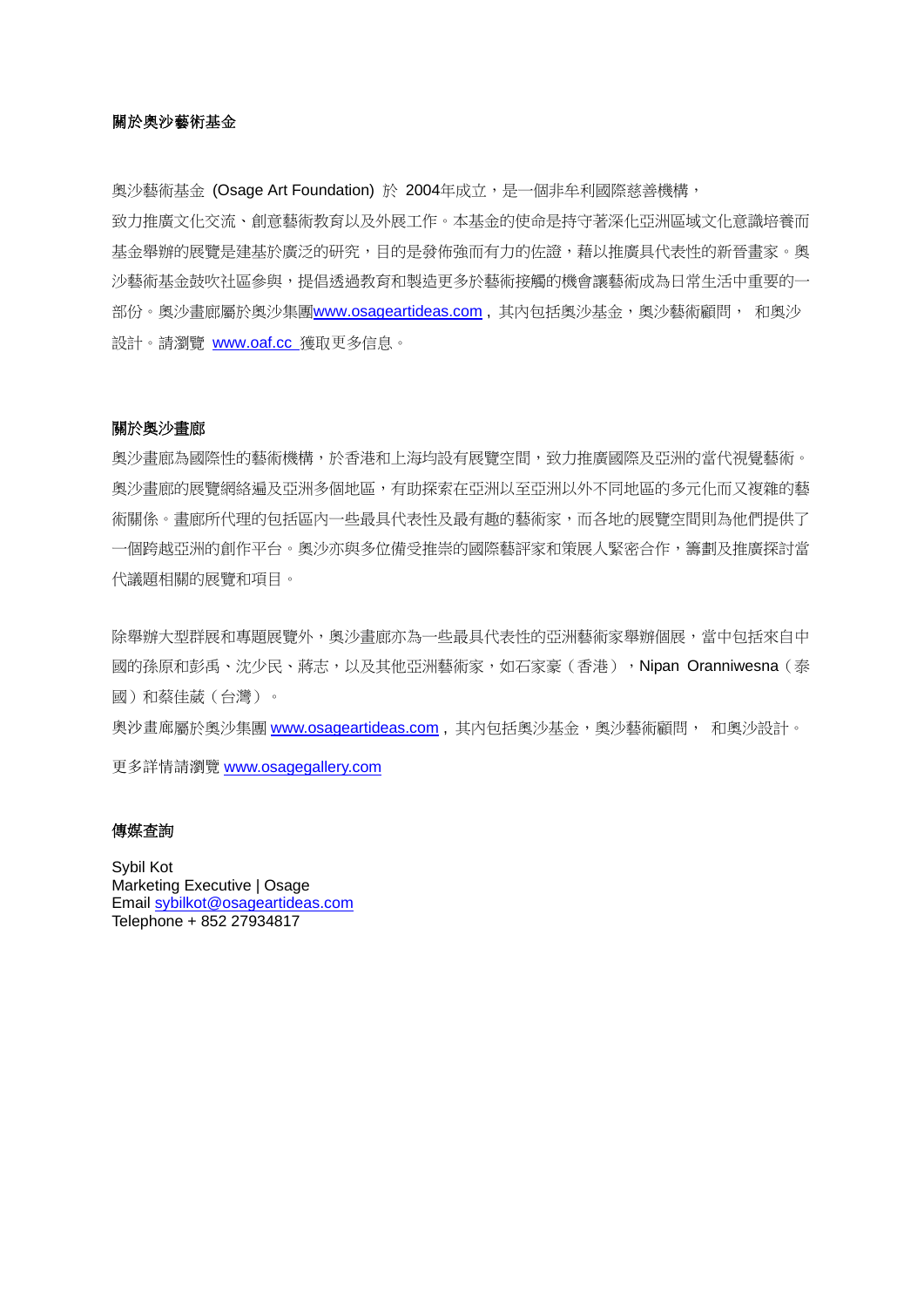**關於奧沙藝術基金**

奧沙藝術基金 (Osage Art Foundation) 於 2004年成立，是一個非牟利國際慈善機構，

致力推廣文化交流、創意藝術教育以及外展工作。本基金的使命是持守著深化亞洲區域文化意識培養而基金舉辦的展覽是建基於廣泛的研究，目的是發佈強而有力的佐證，藉以推廣具代表性的新晉畫家。奧沙藝術基金鼓吹社區參與，提倡透過教育和製造更多於藝術接觸的機會讓藝術成為日常生活中重要的一部份。奧沙畫廊屬於奧沙集團www.osageartideas.com，其內包括奧沙基金，奧沙藝術顧問， 和奧沙設計。請瀏覽 www.oaf.cc 獲取更多信息。

**關於奧沙畫廊**

奧沙畫廊為國際性的藝術機構，於香港和上海均設有展覽空間，致力推廣國際及亞洲的當代視覺藝術。奧沙畫廊的展覽網絡遍及亞洲多個地區，有助探索在亞洲以至亞洲以外不同地區的多元化而又複雜的藝術關係。畫廊所代理的包括區內一些最具代表性及最有趣的藝術家，而各地的展覽空間則為他們提供了一個跨越亞洲的創作平台。奧沙亦與多位備受推崇的國際藝評家和策展人緊密合作，籌劃及推廣探討當代議題相關的展覽和項目。

除舉辦大型群展和專題展覽外，奧沙畫廊亦為一些最具代表性的亞洲藝術家舉辦個展，當中包括來自中國的孫原和彭禹、沈少民、蔣志，以及其他亞洲藝術家，如石家豪（香港），Nipan Oranniwesna（泰國）和蔡佳葳（台灣）。

奧沙畫廊屬於奧沙集團 www.osageartideas.com，其內包括奧沙基金，奧沙藝術顧問， 和奧沙設計。

更多詳情請瀏覽 www.osagegallery.com

**傳媒查詢**

Sybil Kot
Marketing Executive | Osage
Email sybilkot@osageartideas.com
Telephone + 852 27934817